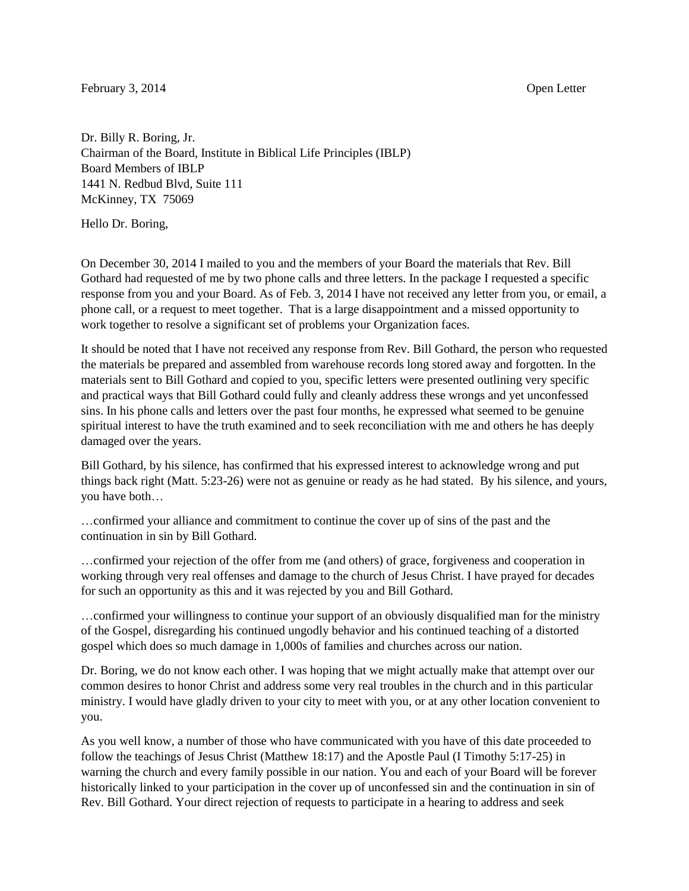February 3, 2014 Open Letter

Dr. Billy R. Boring, Jr.
Chairman of the Board, Institute in Biblical Life Principles (IBLP)
Board Members of IBLP
1441 N. Redbud Blvd, Suite 111
McKinney, TX 75069

Hello Dr. Boring,

On December 30, 2014 I mailed to you and the members of your Board the materials that Rev. Bill Gothard had requested of me by two phone calls and three letters. In the package I requested a specific response from you and your Board. As of Feb. 3, 2014 I have not received any letter from you, or email, a phone call, or a request to meet together. That is a large disappointment and a missed opportunity to work together to resolve a significant set of problems your Organization faces.

It should be noted that I have not received any response from Rev. Bill Gothard, the person who requested the materials be prepared and assembled from warehouse records long stored away and forgotten. In the materials sent to Bill Gothard and copied to you, specific letters were presented outlining very specific and practical ways that Bill Gothard could fully and cleanly address these wrongs and yet unconfessed sins. In his phone calls and letters over the past four months, he expressed what seemed to be genuine spiritual interest to have the truth examined and to seek reconciliation with me and others he has deeply damaged over the years.

Bill Gothard, by his silence, has confirmed that his expressed interest to acknowledge wrong and put things back right (Matt. 5:23-26) were not as genuine or ready as he had stated. By his silence, and yours, you have both…

…confirmed your alliance and commitment to continue the cover up of sins of the past and the continuation in sin by Bill Gothard.

…confirmed your rejection of the offer from me (and others) of grace, forgiveness and cooperation in working through very real offenses and damage to the church of Jesus Christ. I have prayed for decades for such an opportunity as this and it was rejected by you and Bill Gothard.

…confirmed your willingness to continue your support of an obviously disqualified man for the ministry of the Gospel, disregarding his continued ungodly behavior and his continued teaching of a distorted gospel which does so much damage in 1,000s of families and churches across our nation.

Dr. Boring, we do not know each other. I was hoping that we might actually make that attempt over our common desires to honor Christ and address some very real troubles in the church and in this particular ministry. I would have gladly driven to your city to meet with you, or at any other location convenient to you.

As you well know, a number of those who have communicated with you have of this date proceeded to follow the teachings of Jesus Christ (Matthew 18:17) and the Apostle Paul (I Timothy 5:17-25) in warning the church and every family possible in our nation. You and each of your Board will be forever historically linked to your participation in the cover up of unconfessed sin and the continuation in sin of Rev. Bill Gothard. Your direct rejection of requests to participate in a hearing to address and seek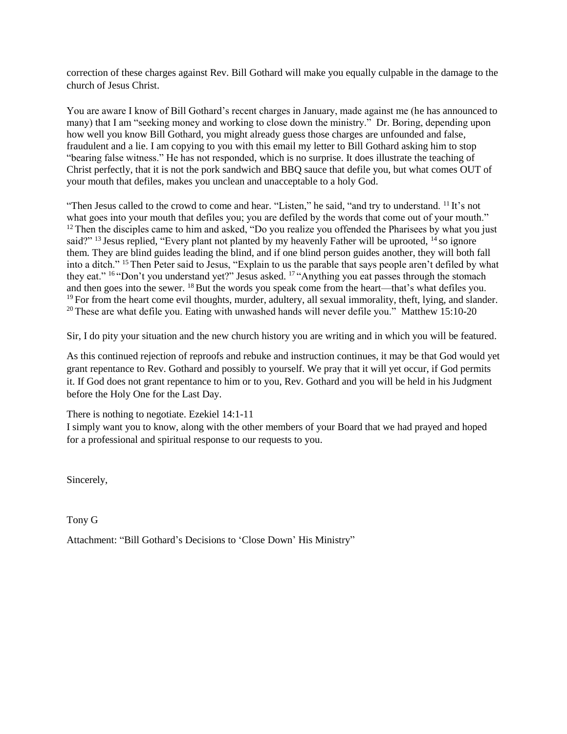correction of these charges against Rev. Bill Gothard will make you equally culpable in the damage to the church of Jesus Christ.

You are aware I know of Bill Gothard's recent charges in January, made against me (he has announced to many) that I am "seeking money and working to close down the ministry." Dr. Boring, depending upon how well you know Bill Gothard, you might already guess those charges are unfounded and false, fraudulent and a lie. I am copying to you with this email my letter to Bill Gothard asking him to stop "bearing false witness." He has not responded, which is no surprise. It does illustrate the teaching of Christ perfectly, that it is not the pork sandwich and BBQ sauce that defile you, but what comes OUT of your mouth that defiles, makes you unclean and unacceptable to a holy God.

"Then Jesus called to the crowd to come and hear. "Listen," he said, "and try to understand. [11] It's not what goes into your mouth that defiles you; you are defiled by the words that come out of your mouth." [12] Then the disciples came to him and asked, "Do you realize you offended the Pharisees by what you just said?" [13] Jesus replied, "Every plant not planted by my heavenly Father will be uprooted, [14] so ignore them. They are blind guides leading the blind, and if one blind person guides another, they will both fall into a ditch." [15] Then Peter said to Jesus, "Explain to us the parable that says people aren't defiled by what they eat." [16] "Don't you understand yet?" Jesus asked. [17] "Anything you eat passes through the stomach and then goes into the sewer. [18] But the words you speak come from the heart—that's what defiles you. [19] For from the heart come evil thoughts, murder, adultery, all sexual immorality, theft, lying, and slander. [20] These are what defile you. Eating with unwashed hands will never defile you." Matthew 15:10-20

Sir, I do pity your situation and the new church history you are writing and in which you will be featured.

As this continued rejection of reproofs and rebuke and instruction continues, it may be that God would yet grant repentance to Rev. Gothard and possibly to yourself. We pray that it will yet occur, if God permits it. If God does not grant repentance to him or to you, Rev. Gothard and you will be held in his Judgment before the Holy One for the Last Day.

There is nothing to negotiate. Ezekiel 14:1-11
I simply want you to know, along with the other members of your Board that we had prayed and hoped for a professional and spiritual response to our requests to you.

Sincerely,

Tony G

Attachment: "Bill Gothard's Decisions to 'Close Down' His Ministry"